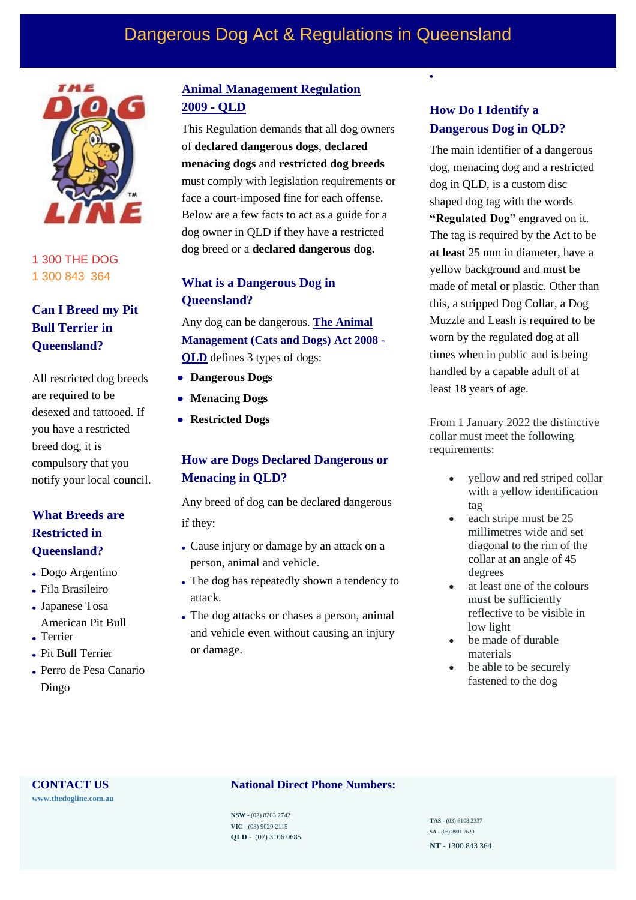# Dangerous Dog Act & Regulations in Queensland

1 300 THE DOG
1 300 843 364

### Can I Breed my Pit Bull Terrier in Queensland?

All restricted dog breeds are required to be desexed and tattooed. If you have a restricted breed dog, it is compulsory that you notify your local council.

### What Breeds are Restricted in Queensland?

- Dogo Argentino
- Fila Brasileiro
- Japanese Tosa
- American Pit Bull Terrier
- Pit Bull Terrier
- Perro de Pesa Canario Dingo

### Animal Management Regulation 2009 - QLD

This Regulation demands that all dog owners of **declared dangerous dogs**, **declared menacing dogs** and **restricted dog breeds** must comply with legislation requirements or face a court-imposed fine for each offense. Below are a few facts to act as a guide for a dog owner in QLD if they have a restricted dog breed or a **declared dangerous dog.**

### What is a Dangerous Dog in Queensland?

Any dog can be dangerous. The Animal Management (Cats and Dogs) Act 2008 - QLD defines 3 types of dogs:

- **Dangerous Dogs**
- **Menacing Dogs**
- **Restricted Dogs**

### How are Dogs Declared Dangerous or Menacing in QLD?

Any breed of dog can be declared dangerous if they:

- Cause injury or damage by an attack on a person, animal and vehicle.
- The dog has repeatedly shown a tendency to attack.
- The dog attacks or chases a person, animal and vehicle even without causing an injury or damage.

### How Do I Identify a Dangerous Dog in QLD?

The main identifier of a dangerous dog, menacing dog and a restricted dog in QLD, is a custom disc shaped dog tag with the words **"Regulated Dog"** engraved on it. The tag is required by the Act to be **at least** 25 mm in diameter, have a yellow background and must be made of metal or plastic. Other than this, a stripped Dog Collar, a Dog Muzzle and Leash is required to be worn by the regulated dog at all times when in public and is being handled by a capable adult of at least 18 years of age.

From 1 January 2022 the distinctive collar must meet the following requirements:

- yellow and red striped collar with a yellow identification tag
- each stripe must be 25 millimetres wide and set diagonal to the rim of the collar at an angle of 45 degrees
- at least one of the colours must be sufficiently reflective to be visible in low light
- be made of durable materials
- be able to be securely fastened to the dog

**CONTACT US**
www.thedogline.com.au

**National Direct Phone Numbers:**

**NSW** - (02) 8203 2742
**VIC** - (03) 9020 2115
**QLD** - (07) 3106 0685
**TAS** - (03) 6108 2337
**SA** - (08) 8901 7629
**NT** - 1300 843 364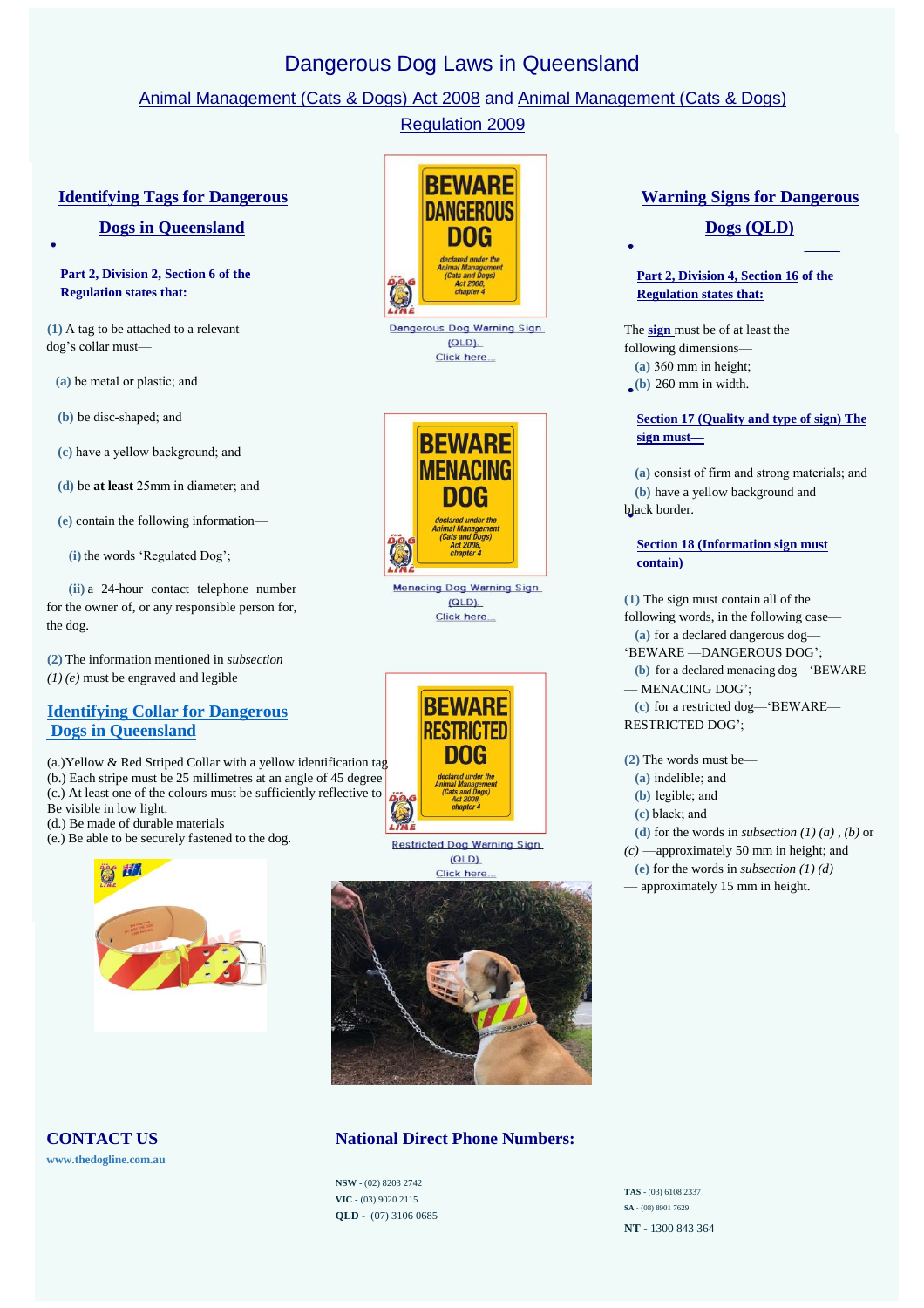# Dangerous Dog Laws in Queensland

## Animal Management (Cats & Dogs) Act 2008 and Animal Management (Cats & Dogs) Regulation 2009

## Identifying Tags for Dangerous Dogs in Queensland

**Part 2, Division 2, Section 6 of the Regulation states that:**

**(1)** A tag to be attached to a relevant dog's collar must—

**(a)** be metal or plastic; and

**(b)** be disc-shaped; and

**(c)** have a yellow background; and

**(d)** be **at least** 25mm in diameter; and

**(e)** contain the following information—

**(i)** the words 'Regulated Dog';

**(ii)** a 24-hour contact telephone number for the owner of, or any responsible person for, the dog.

**(2)** The information mentioned in *subsection (1) (e)* must be engraved and legible

## Identifying Collar for Dangerous Dogs in Queensland

(a.)Yellow & Red Striped Collar with a yellow identification tag
(b.) Each stripe must be 25 millimetres at an angle of 45 degree
(c.) At least one of the colours must be sufficiently reflective to Be visible in low light.
(d.) Be made of durable materials
(e.) Be able to be securely fastened to the dog.

Dangerous Dog Warning Sign (QLD)
Click here...

Menacing Dog Warning Sign (QLD)
Click here...

Restricted Dog Warning Sign (QLD)
Click here...

## Warning Signs for Dangerous Dogs (QLD)

**Part 2, Division 4, Section 16 of the Regulation states that:**

The **sign** must be of at least the following dimensions—

**(a)** 360 mm in height;

**(b)** 260 mm in width.

**Section 17 (Quality and type of sign) The sign must—**

**(a)** consist of firm and strong materials; and

**(b)** have a yellow background and black border.

**Section 18 (Information sign must contain)**

**(1)** The sign must contain all of the following words, in the following case—

**(a)** for a declared dangerous dog—'BEWARE —DANGEROUS DOG';

**(b)** for a declared menacing dog—'BEWARE — MENACING DOG';

**(c)** for a restricted dog—'BEWARE—RESTRICTED DOG';

**(2)** The words must be—

**(a)** indelible; and

**(b)** legible; and

**(c)** black; and

**(d)** for the words in *subsection (1) (a)* , *(b)* or *(c)* —approximately 50 mm in height; and

**(e)** for the words in *subsection (1) (d)* — approximately 15 mm in height.

## CONTACT US

**www.thedogline.com.au**

## National Direct Phone Numbers:

**NSW** - (02) 8203 2742
**VIC** - (03) 9020 2115
**QLD** - (07) 3106 0685
**TAS** - (03) 6108 2337
**SA** - (08) 8901 7629
**NT** - 1300 843 364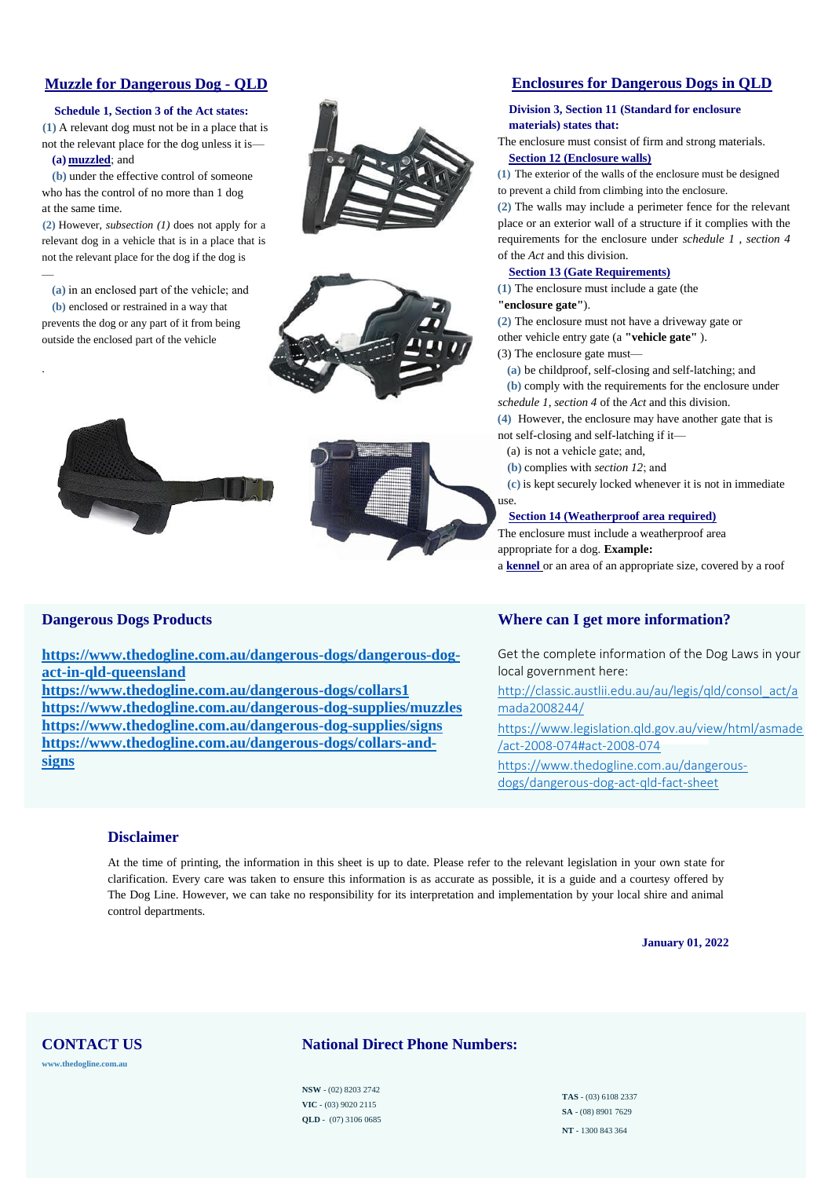## Muzzle for Dangerous Dog - QLD

**Schedule 1, Section 3 of the Act states:**

**(1)** A relevant dog must not be in a place that is not the relevant place for the dog unless it is—

**(a) muzzled**; and

**(b)** under the effective control of someone who has the control of no more than 1 dog at the same time.

**(2)** However, *subsection (1)* does not apply for a relevant dog in a vehicle that is in a place that is not the relevant place for the dog if the dog is —

**(a)** in an enclosed part of the vehicle; and

**(b)** enclosed or restrained in a way that prevents the dog or any part of it from being outside the enclosed part of the vehicle

.

## Enclosures for Dangerous Dogs in QLD

**Division 3, Section 11 (Standard for enclosure materials) states that:**

The enclosure must consist of firm and strong materials.

**Section 12 (Enclosure walls)**

**(1)** The exterior of the walls of the enclosure must be designed to prevent a child from climbing into the enclosure.

**(2)** The walls may include a perimeter fence for the relevant place or an exterior wall of a structure if it complies with the requirements for the enclosure under *schedule 1 , section 4* of the *Act* and this division.

**Section 13 (Gate Requirements)**

**(1)** The enclosure must include a gate (the **"enclosure gate"**).

**(2)** The enclosure must not have a driveway gate or other vehicle entry gate (a **"vehicle gate"** ).

(3) The enclosure gate must—

**(a)** be childproof, self-closing and self-latching; and

**(b)** comply with the requirements for the enclosure under *schedule 1, section 4* of the *Act* and this division.

**(4)** However, the enclosure may have another gate that is not self-closing and self-latching if it—

(a) is not a vehicle gate; and,

**(b)** complies with *section 12*; and

**(c)** is kept securely locked whenever it is not in immediate use.

**Section 14 (Weatherproof area required)**

The enclosure must include a weatherproof area appropriate for a dog. **Example:**

a **kennel** or an area of an appropriate size, covered by a roof

## Dangerous Dogs Products

**https://www.thedogline.com.au/dangerous-dogs/dangerous-dog-act-in-qld-queensland**
**https://www.thedogline.com.au/dangerous-dogs/collars1**
**https://www.thedogline.com.au/dangerous-dog-supplies/muzzles**
**https://www.thedogline.com.au/dangerous-dog-supplies/signs**
**https://www.thedogline.com.au/dangerous-dogs/collars-and-signs**

## Where can I get more information?

Get the complete information of the Dog Laws in your local government here:

http://classic.austlii.edu.au/au/legis/qld/consol_act/amada2008244/

https://www.legislation.qld.gov.au/view/html/asmade/act-2008-074#act-2008-074

https://www.thedogline.com.au/dangerous-dogs/dangerous-dog-act-qld-fact-sheet

## Disclaimer

At the time of printing, the information in this sheet is up to date. Please refer to the relevant legislation in your own state for clarification. Every care was taken to ensure this information is as accurate as possible, it is a guide and a courtesy offered by The Dog Line. However, we can take no responsibility for its interpretation and implementation by your local shire and animal control departments.

**January 01, 2022**

## CONTACT US

**www.thedogline.com.au**

## National Direct Phone Numbers:

**NSW** - (02) 8203 2742
**VIC** - (03) 9020 2115
**QLD** - (07) 3106 0685
**TAS** - (03) 6108 2337
**SA** - (08) 8901 7629
**NT** - 1300 843 364